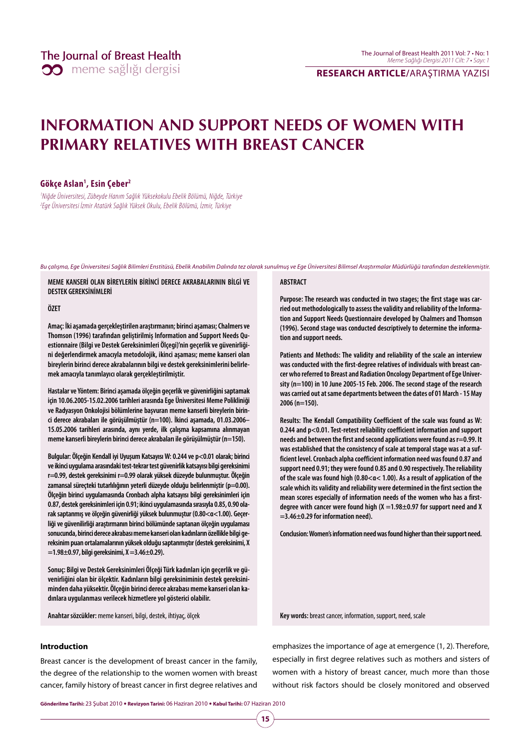# INFORMATION AND SUPPORT NEEDS OF WOMEN WITH PRIMARY RELATIVES WITH BREAST CANCER

**Gökçe Aslan[1], Esin Çeber[2]**

*[1]Niğde Üniversitesi, Zübeyde Hanım Sağlık Yüksekokulu Ebelik Bölümü, Niğde, Türkiye*
*[2]Ege Üniversitesi İzmir Atatürk Sağlık Yüksek Okulu, Ebelik Bölümü, İzmir, Türkiye*

*Bu çalışma, Ege Üniversitesi Sağlık Bilimleri Enstitüsü, Ebelik Anabilim Dalında tez olarak sunulmuş ve Ege Üniversitesi Bilimsel Araştırmalar Müdürlüğü tarafından desteklenmiştir.*

**MEME KANSERİ OLAN BİREYLERİN BİRİNCİ DERECE AKRABALARININ BİLGİ VE DESTEK GEREKSİNİMLERİ**

**ÖZET**

**Amaç: İki aşamada gerçekleştirilen araştırmanın; birinci aşaması; Chalmers ve Thomson (1996) tarafından geliştirilmiş Information and Support Needs Questionnaire (Bilgi ve Destek Gereksinimleri Ölçegi)'nin geçerlik ve güvenirliğini değerlendirmek amacıyla metodolojik, ikinci aşaması; meme kanseri olan bireylerin birinci derece akrabalarının bilgi ve destek gereksinimlerini belirlemek amacıyla tanımlayıcı olarak gerçekleştirilmiştir.**

**Hastalar ve Yöntem: Birinci aşamada ölçeğin geçerlik ve güvenirliğini saptamak için 10.06.2005-15.02.2006 tarihleri arasında Ege Üniversitesi Meme Polikliniği ve Radyasyon Onkolojisi bölümlerine başvuran meme kanserli bireylerin birinci derece akrabaları ile görüşülmüştür (n=100). İkinci aşamada, 01.03.2006–15.05.2006 tarihleri arasında, aynı yerde, ilk çalışma kapsamına alınmayan meme kanserli bireylerin birinci derece akrabaları ile görüşülmüştür (n=150).**

**Bulgular: Ölçeğin Kendall iyi Uyuşum Katsayısı W: 0.244 ve p<0.01 olarak; birinci ve ikinci uygulama arasındaki test-tekrar test güvenirlik katsayısı bilgi gereksinimi r=0.99, destek gereksinimi r=0.99 olarak yüksek düzeyde bulunmuştur. Ölçeğin zamansal süreçteki tutarlılığının yeterli düzeyde olduğu belirlenmiştir (p=0.00). Ölçeğin birinci uygulamasında Cronbach alpha katsayısı bilgi gereksinimleri için 0.87, destek gereksinimleri için 0.91; ikinci uygulamasında sırasıyla 0.85, 0.90 olarak saptanmış ve ölçeğin güvenirliği yüksek bulunmuştur (0.80<α<1.00). Geçerliği ve güvenilirliği araştırmanın birinci bölümünde saptanan ölçeğin uygulaması sonucunda, birinci derece akrabası meme kanseri olan kadınların özellikle bilgi gereksinim puan ortalamalarının yüksek olduğu saptanmıştır (destek gereksinimi, X =1.98±0.97, bilgi gereksinimi, X =3.46±0.29).**

**Sonuç: Bilgi ve Destek Gereksinimleri Ölçeği Türk kadınları için geçerlik ve güvenilirliği olan bir ölçektir. Kadınların bilgi gereksiniminin destek gereksiniminden daha yüksektir. Ölçeğin birinci derece akrabası meme kanseri olan kadınlara uygulanması verilecek hizmetlere yol gösterici olabilir.**

**Anahtar sözcükler:** meme kanseri, bilgi, destek, ihtiyaç, ölçek

**ABSTRACT**

**Purpose: The research was conducted in two stages; the first stage was carried out methodologically to assess the validity and reliability of the Information and Support Needs Questionnaire developed by Chalmers and Thomson (1996). Second stage was conducted descriptively to determine the information and support needs.**

**Patients and Methods: The validity and reliability of the scale an interview was conducted with the first-degree relatives of individuals with breast cancer who referred to Breast and Radiation Oncology Department of Ege University (n=100) in 10 June 2005-15 Feb. 2006. The second stage of the research was carried out at same departments between the dates of 01 March - 15 May 2006 (n=150).**

**Results: The Kendall Compatibility Coefficient of the scale was found as W: 0.244 and p<0.01. Test-retest reliability coefficient information and support needs and between the first and second applications were found as r=0.99. It was established that the consistency of scale at temporal stage was at a sufficient level. Cronbach alpha coefficient information need was found 0.87 and support need 0.91; they were found 0.85 and 0.90 respectively. The reliability of the scale was found high (0.80<α< 1.00). As a result of application of the scale which its validity and reliability were determined in the first section the mean scores especially of information needs of the women who has a first-degree with cancer were found high (X =1.98±0.97 for support need and X =3.46±0.29 for information need).**

**Conclusion: Women's information need was found higher than their support need.**

**Key words:** breast cancer, information, support, need, scale

## Introduction

Breast cancer is the development of breast cancer in the family, the degree of the relationship to the women women with breast cancer, family history of breast cancer in first degree relatives and emphasizes the importance of age at emergence (1, 2). Therefore, especially in first degree relatives such as mothers and sisters of women with a history of breast cancer, much more than those without risk factors should be closely monitored and observed

Gönderilme Tarihi: 23 Şubat 2010 • Revizyon Tarini: 06 Haziran 2010 • Kabul Tarihi: 07 Haziran 2010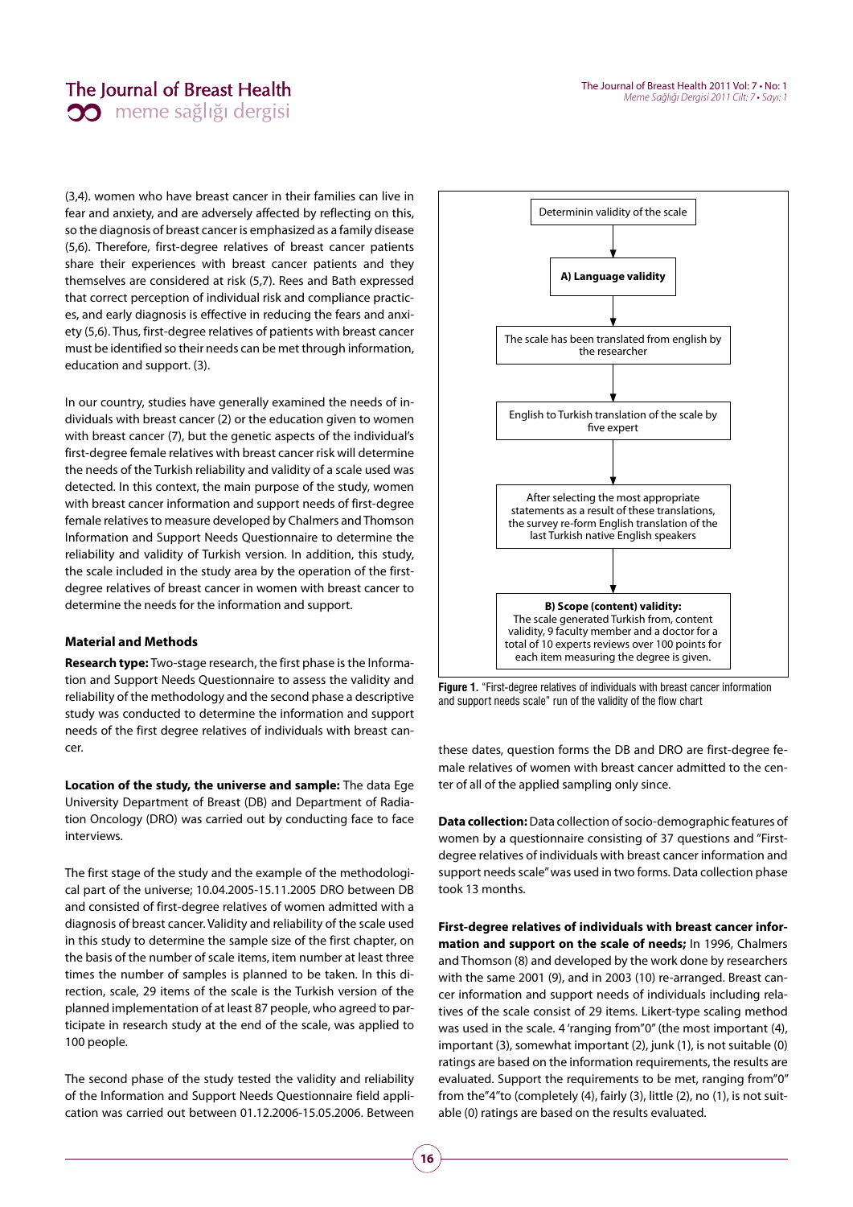(3,4). women who have breast cancer in their families can live in fear and anxiety, and are adversely affected by reflecting on this, so the diagnosis of breast cancer is emphasized as a family disease (5,6). Therefore, first-degree relatives of breast cancer patients share their experiences with breast cancer patients and they themselves are considered at risk (5,7). Rees and Bath expressed that correct perception of individual risk and compliance practices, and early diagnosis is effective in reducing the fears and anxiety (5,6). Thus, first-degree relatives of patients with breast cancer must be identified so their needs can be met through information, education and support. (3).

In our country, studies have generally examined the needs of individuals with breast cancer (2) or the education given to women with breast cancer (7), but the genetic aspects of the individual's first-degree female relatives with breast cancer risk will determine the needs of the Turkish reliability and validity of a scale used was detected. In this context, the main purpose of the study, women with breast cancer information and support needs of first-degree female relatives to measure developed by Chalmers and Thomson Information and Support Needs Questionnaire to determine the reliability and validity of Turkish version. In addition, this study, the scale included in the study area by the operation of the first-degree relatives of breast cancer in women with breast cancer to determine the needs for the information and support.

**Material and Methods**

**Research type:** Two-stage research, the first phase is the Information and Support Needs Questionnaire to assess the validity and reliability of the methodology and the second phase a descriptive study was conducted to determine the information and support needs of the first degree relatives of individuals with breast cancer.

**Location of the study, the universe and sample:** The data Ege University Department of Breast (DB) and Department of Radiation Oncology (DRO) was carried out by conducting face to face interviews.

The first stage of the study and the example of the methodological part of the universe; 10.04.2005-15.11.2005 DRO between DB and consisted of first-degree relatives of women admitted with a diagnosis of breast cancer. Validity and reliability of the scale used in this study to determine the sample size of the first chapter, on the basis of the number of scale items, item number at least three times the number of samples is planned to be taken. In this direction, scale, 29 items of the scale is the Turkish version of the planned implementation of at least 87 people, who agreed to participate in research study at the end of the scale, was applied to 100 people.

The second phase of the study tested the validity and reliability of the Information and Support Needs Questionnaire field application was carried out between 01.12.2006-15.05.2006. Between these dates, question forms the DB and DRO are first-degree female relatives of women with breast cancer admitted to the center of all of the applied sampling only since.

Determinin validity of the scale

**A) Language validity**

The scale has been translated from english by the researcher

English to Turkish translation of the scale by five expert

After selecting the most appropriate statements as a result of these translations, the survey re-form English translation of the last Turkish native English speakers

**B) Scope (content) validity:**
The scale generated Turkish from, content validity, 9 faculty member and a doctor for a total of 10 experts reviews over 100 points for each item measuring the degree is given.

**Figure 1.** "First-degree relatives of individuals with breast cancer information and support needs scale" run of the validity of the flow chart

**Data collection:** Data collection of socio-demographic features of women by a questionnaire consisting of 37 questions and "First-degree relatives of individuals with breast cancer information and support needs scale" was used in two forms. Data collection phase took 13 months.

**First-degree relatives of individuals with breast cancer information and support on the scale of needs;** In 1996, Chalmers and Thomson (8) and developed by the work done by researchers with the same 2001 (9), and in 2003 (10) re-arranged. Breast cancer information and support needs of individuals including relatives of the scale consist of 29 items. Likert-type scaling method was used in the scale. 4 'ranging from"0" (the most important (4), important (3), somewhat important (2), junk (1), is not suitable (0) ratings are based on the information requirements, the results are evaluated. Support the requirements to be met, ranging from"0" from the"4"to (completely (4), fairly (3), little (2), no (1), is not suitable (0) ratings are based on the results evaluated.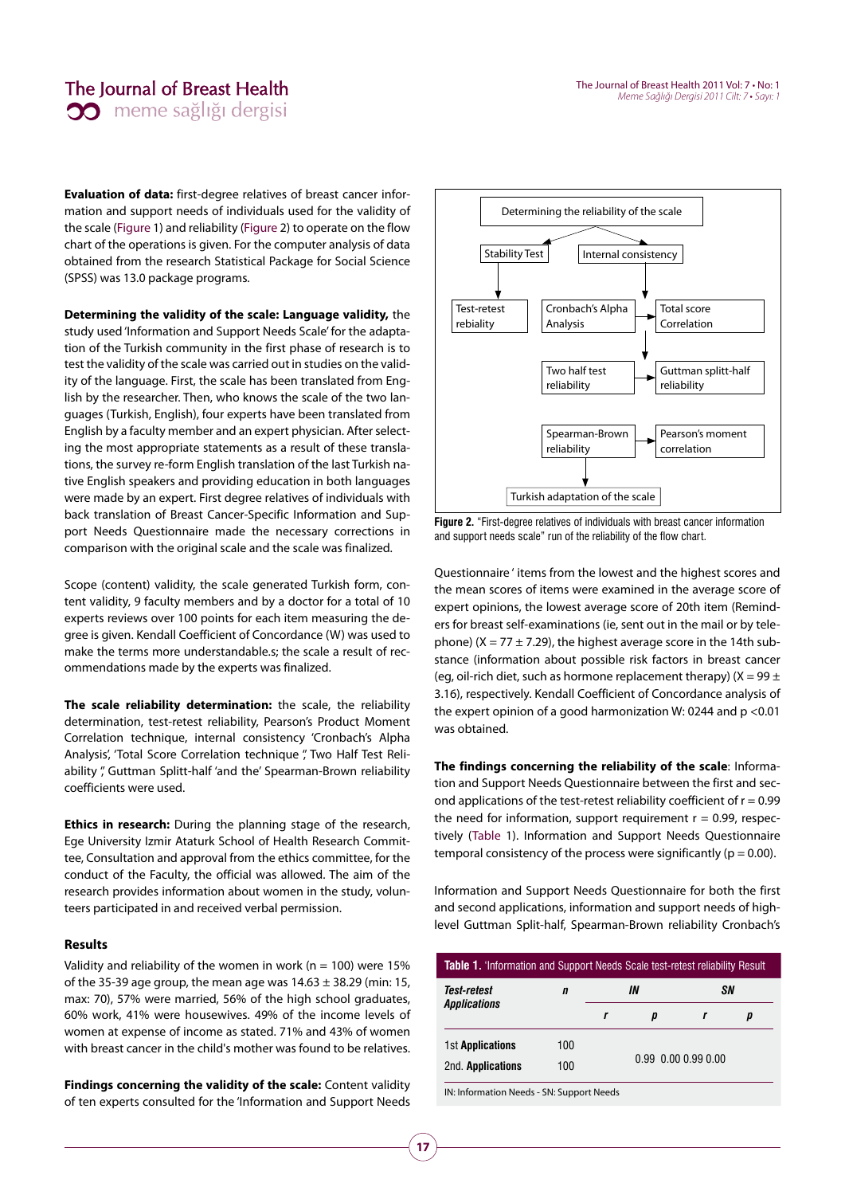**Evaluation of data:** first-degree relatives of breast cancer information and support needs of individuals used for the validity of the scale (Figure 1) and reliability (Figure 2) to operate on the flow chart of the operations is given. For the computer analysis of data obtained from the research Statistical Package for Social Science (SPSS) was 13.0 package programs.

**Determining the validity of the scale: Language validity,** the study used 'Information and Support Needs Scale' for the adaptation of the Turkish community in the first phase of research is to test the validity of the scale was carried out in studies on the validity of the language. First, the scale has been translated from English by the researcher. Then, who knows the scale of the two languages (Turkish, English), four experts have been translated from English by a faculty member and an expert physician. After selecting the most appropriate statements as a result of these translations, the survey re-form English translation of the last Turkish native English speakers and providing education in both languages were made by an expert. First degree relatives of individuals with back translation of Breast Cancer-Specific Information and Support Needs Questionnaire made the necessary corrections in comparison with the original scale and the scale was finalized.

Scope (content) validity, the scale generated Turkish form, content validity, 9 faculty members and by a doctor for a total of 10 experts reviews over 100 points for each item measuring the degree is given. Kendall Coefficient of Concordance (W) was used to make the terms more understandable.s; the scale a result of recommendations made by the experts was finalized.

**The scale reliability determination:** the scale, the reliability determination, test-retest reliability, Pearson's Product Moment Correlation technique, internal consistency 'Cronbach's Alpha Analysis', 'Total Score Correlation technique ', Two Half Test Reliability ', Guttman Splitt-half 'and the' Spearman-Brown reliability coefficients were used.

**Ethics in research:** During the planning stage of the research, Ege University Izmir Ataturk School of Health Research Committee, Consultation and approval from the ethics committee, for the conduct of the Faculty, the official was allowed. The aim of the research provides information about women in the study, volunteers participated in and received verbal permission.

## Results

Validity and reliability of the women in work (n = 100) were 15% of the 35-39 age group, the mean age was 14.63 ± 38.29 (min: 15, max: 70), 57% were married, 56% of the high school graduates, 60% work, 41% were housewives. 49% of the income levels of women at expense of income as stated. 71% and 43% of women with breast cancer in the child's mother was found to be relatives.

**Findings concerning the validity of the scale:** Content validity of ten experts consulted for the 'Information and Support Needs Questionnaire ' items from the lowest and the highest scores and the mean scores of items were examined in the average score of expert opinions, the lowest average score of 20th item (Reminders for breast self-examinations (ie, sent out in the mail or by telephone) (X = 77 ± 7.29), the highest average score in the 14th substance (information about possible risk factors in breast cancer (eg, oil-rich diet, such as hormone replacement therapy) (X = 99 ± 3.16), respectively. Kendall Coefficient of Concordance analysis of the expert opinion of a good harmonization W: 0244 and p <0.01 was obtained.

Determining the reliability of the scale
- Stability Test → Test-retest rebiality
- Internal consistency → Cronbach's Alpha Analysis; Total score Correlation → Two half test reliability; Guttman splitt-half reliability → Spearman-Brown reliability; Pearson's moment correlation → Turkish adaptation of the scale

**Figure 2.** "First-degree relatives of individuals with breast cancer information and support needs scale" run of the reliability of the flow chart.

**The findings concerning the reliability of the scale**: Information and Support Needs Questionnaire between the first and second applications of the test-retest reliability coefficient of r = 0.99 the need for information, support requirement r = 0.99, respectively (Table 1). Information and Support Needs Questionnaire temporal consistency of the process were significantly (p = 0.00).

Information and Support Needs Questionnaire for both the first and second applications, information and support needs of high-level Guttman Split-half, Spearman-Brown reliability Cronbach's

**Table 1.** 'Information and Support Needs Scale test-retest reliability Result

| Test-retest Applications | n | IN | | SN | |
|---|---|---|---|---|---|
| | | r | p | r | p |
| 1st Applications | 100 | 0.99 | 0.00 | 0.99 | 0.00 |
| 2nd. Applications | 100 | | | | |

IN: Information Needs - SN: Support Needs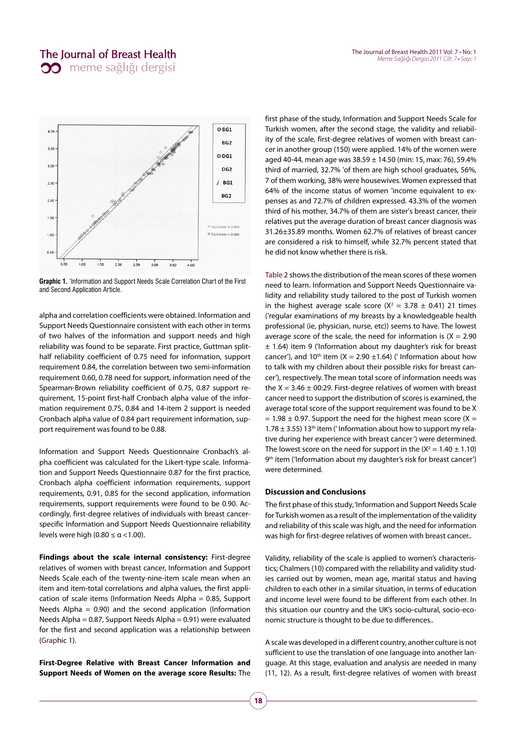Graphic 1. 'Information and Support Needs Scale Correlation Chart of the First and Second Application Article.

alpha and correlation coefficients were obtained. Information and Support Needs Questionnaire consistent with each other in terms of two halves of the information and support needs and high reliability was found to be separate. First practice, Guttman split-half reliability coefficient of 0.75 need for information, support requirement 0.84, the correlation between two semi-information requirement 0.60, 0.78 need for support, information need of the Spearman-Brown reliability coefficient of 0.75, 0.87 support requirement, 15-point first-half Cronbach alpha value of the information requirement 0.75, 0.84 and 14-item 2 support is needed Cronbach alpha value of 0.84 part requirement information, support requirement was found to be 0.88.

Information and Support Needs Questionnaire Cronbach's alpha coefficient was calculated for the Likert-type scale. Information and Support Needs Questionnaire 0.87 for the first practice, Cronbach alpha coefficient information requirements, support requirements, 0.91, 0.85 for the second application, information requirements, support requirements were found to be 0.90. Accordingly, first-degree relatives of individuals with breast cancer-specific Information and Support Needs Questionnaire reliability levels were high ($0.80 \leq \alpha < 1.00$).

**Findings about the scale internal consistency:** First-degree relatives of women with breast cancer, Information and Support Needs Scale each of the twenty-nine-item scale mean when an item and item-total correlations and alpha values, the first application of scale items (Information Needs Alpha = 0.85, Support Needs Alpha = 0.90) and the second application (Information Needs Alpha = 0.87, Support Needs Alpha = 0.91) were evaluated for the first and second application was a relationship between (Graphic 1).

**First-Degree Relative with Breast Cancer Information and Support Needs of Women on the average score Results:** The first phase of the study, Information and Support Needs Scale for Turkish women, after the second stage, the validity and reliability of the scale, first-degree relatives of women with breast cancer in another group (150) were applied. 14% of the women were aged 40-44, mean age was 38.59 ± 14.50 (min: 15, max: 76), 59.4% third of married, 32.7% 'of them are high school graduates, 56%, 7 of them working, 38% were housewives. Women expressed that 64% of the income status of women 'income equivalent to expenses as and 72.7% of children expressed. 43.3% of the women third of his mother, 34.7% of them are sister's breast cancer, their relatives put the average duration of breast cancer diagnosis was 31.26±35.89 months. Women 62.7% of relatives of breast cancer are considered a risk to himself, while 32.7% percent stated that he did not know whether there is risk.

Table 2 shows the distribution of the mean scores of these women need to learn. Information and Support Needs Questionnaire validity and reliability study tailored to the post of Turkish women in the highest average scale score ($X^2$ = 3.78 ± 0.41) 21 times ('regular examinations of my breasts by a knowledgeable health professional (ie, physician, nurse, etc)) seems to have. The lowest average score of the scale, the need for information is (X = 2.90 ± 1.64) item 9 ('Information about my daughter's risk for breast cancer'), and 10th item (X = 2.90 ±1.64) (' Information about how to talk with my children about their possible risks for breast cancer'), respectively. The mean total score of information needs was the X = 3.46 ± 00:29. First-degree relatives of women with breast cancer need to support the distribution of scores is examined, the average total score of the support requirement was found to be X = 1.98 ± 0.97. Support the need for the highest mean score (X = 1.78 ± 3.55) 13th item (' Information about how to support my relative during her experience with breast cancer ') were determined. The lowest score on the need for support in the ($X^2$ = 1.40 ± 1.10) 9th item ('Information about my daughter's risk for breast cancer') were determined.

## Discussion and Conclusions

The first phase of this study, 'Information and Support Needs Scale for Turkish women as a result of the implementation of the validity and reliability of this scale was high, and the need for information was high for first-degree relatives of women with breast cancer..

Validity, reliability of the scale is applied to women's characteristics; Chalmers (10) compared with the reliability and validity studies carried out by women, mean age, marital status and having children to each other in a similar situation, in terms of education and income level were found to be different from each other. In this situation our country and the UK's socio-cultural, socio-economic structure is thought to be due to differences..

A scale was developed in a different country, another culture is not sufficient to use the translation of one language into another language. At this stage, evaluation and analysis are needed in many (11, 12). As a result, first-degree relatives of women with breast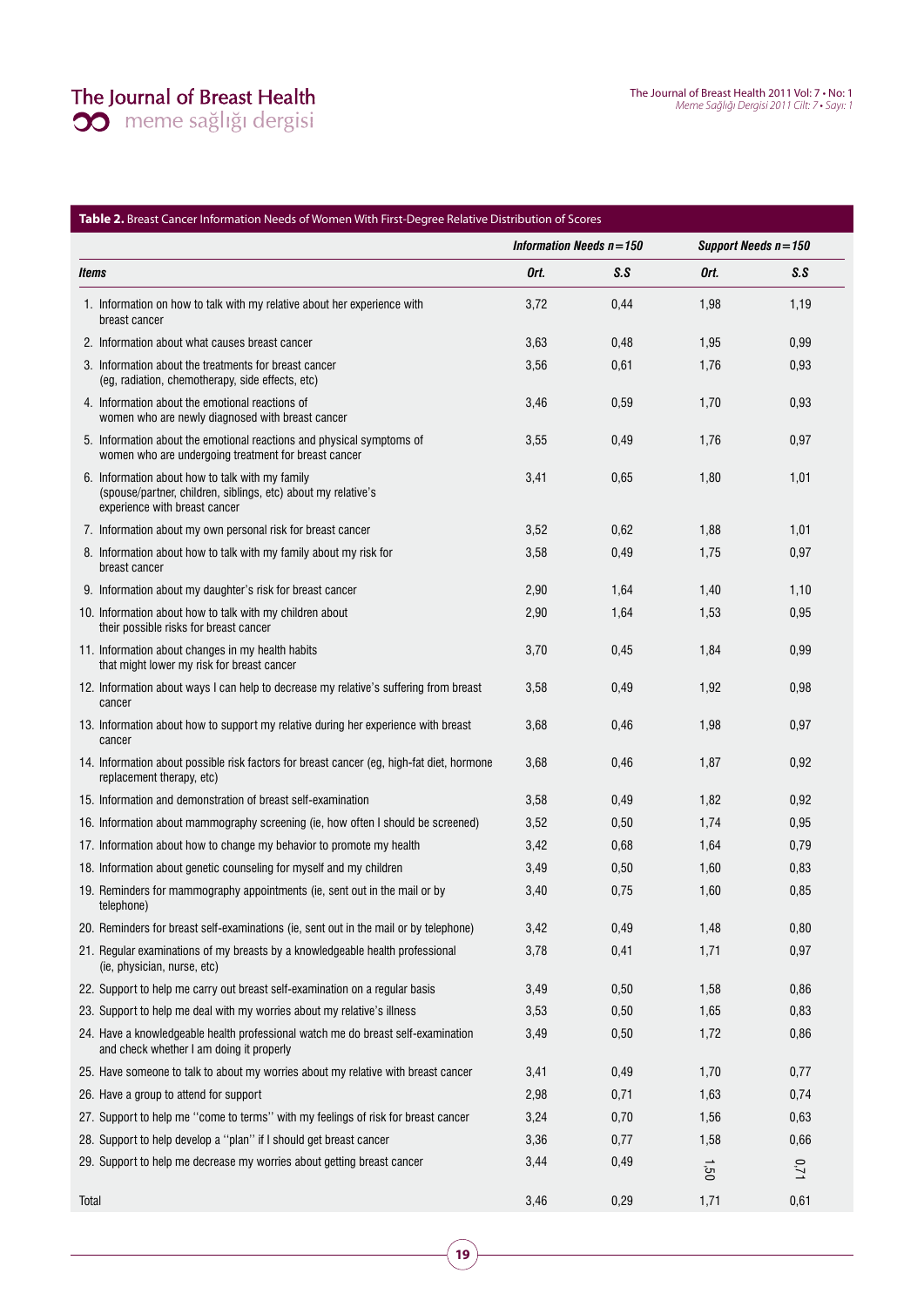**Table 2.** Breast Cancer Information Needs of Women With First-Degree Relative Distribution of Scores

| Items | Information Needs n=150 | | Support Needs n=150 | |
|---|---|---|---|---|
| | Ort. | S.S | Ort. | S.S |
| 1. Information on how to talk with my relative about her experience with breast cancer | 3,72 | 0,44 | 1,98 | 1,19 |
| 2. Information about what causes breast cancer | 3,63 | 0,48 | 1,95 | 0,99 |
| 3. Information about the treatments for breast cancer (eg, radiation, chemotherapy, side effects, etc) | 3,56 | 0,61 | 1,76 | 0,93 |
| 4. Information about the emotional reactions of women who are newly diagnosed with breast cancer | 3,46 | 0,59 | 1,70 | 0,93 |
| 5. Information about the emotional reactions and physical symptoms of women who are undergoing treatment for breast cancer | 3,55 | 0,49 | 1,76 | 0,97 |
| 6. Information about how to talk with my family (spouse/partner, children, siblings, etc) about my relative's experience with breast cancer | 3,41 | 0,65 | 1,80 | 1,01 |
| 7. Information about my own personal risk for breast cancer | 3,52 | 0,62 | 1,88 | 1,01 |
| 8. Information about how to talk with my family about my risk for breast cancer | 3,58 | 0,49 | 1,75 | 0,97 |
| 9. Information about my daughter's risk for breast cancer | 2,90 | 1,64 | 1,40 | 1,10 |
| 10. Information about how to talk with my children about their possible risks for breast cancer | 2,90 | 1,64 | 1,53 | 0,95 |
| 11. Information about changes in my health habits that might lower my risk for breast cancer | 3,70 | 0,45 | 1,84 | 0,99 |
| 12. Information about ways I can help to decrease my relative's suffering from breast cancer | 3,58 | 0,49 | 1,92 | 0,98 |
| 13. Information about how to support my relative during her experience with breast cancer | 3,68 | 0,46 | 1,98 | 0,97 |
| 14. Information about possible risk factors for breast cancer (eg, high-fat diet, hormone replacement therapy, etc) | 3,68 | 0,46 | 1,87 | 0,92 |
| 15. Information and demonstration of breast self-examination | 3,58 | 0,49 | 1,82 | 0,92 |
| 16. Information about mammography screening (ie, how often I should be screened) | 3,52 | 0,50 | 1,74 | 0,95 |
| 17. Information about how to change my behavior to promote my health | 3,42 | 0,68 | 1,64 | 0,79 |
| 18. Information about genetic counseling for myself and my children | 3,49 | 0,50 | 1,60 | 0,83 |
| 19. Reminders for mammography appointments (ie, sent out in the mail or by telephone) | 3,40 | 0,75 | 1,60 | 0,85 |
| 20. Reminders for breast self-examinations (ie, sent out in the mail or by telephone) | 3,42 | 0,49 | 1,48 | 0,80 |
| 21. Regular examinations of my breasts by a knowledgeable health professional (ie, physician, nurse, etc) | 3,78 | 0,41 | 1,71 | 0,97 |
| 22. Support to help me carry out breast self-examination on a regular basis | 3,49 | 0,50 | 1,58 | 0,86 |
| 23. Support to help me deal with my worries about my relative's illness | 3,53 | 0,50 | 1,65 | 0,83 |
| 24. Have a knowledgeable health professional watch me do breast self-examination and check whether I am doing it properly | 3,49 | 0,50 | 1,72 | 0,86 |
| 25. Have someone to talk to about my worries about my relative with breast cancer | 3,41 | 0,49 | 1,70 | 0,77 |
| 26. Have a group to attend for support | 2,98 | 0,71 | 1,63 | 0,74 |
| 27. Support to help me "come to terms" with my feelings of risk for breast cancer | 3,24 | 0,70 | 1,56 | 0,63 |
| 28. Support to help develop a "plan" if I should get breast cancer | 3,36 | 0,77 | 1,58 | 0,66 |
| 29. Support to help me decrease my worries about getting breast cancer | 3,44 | 0,49 | 1,50 | 0,71 |
| Total | 3,46 | 0,29 | 1,71 | 0,61 |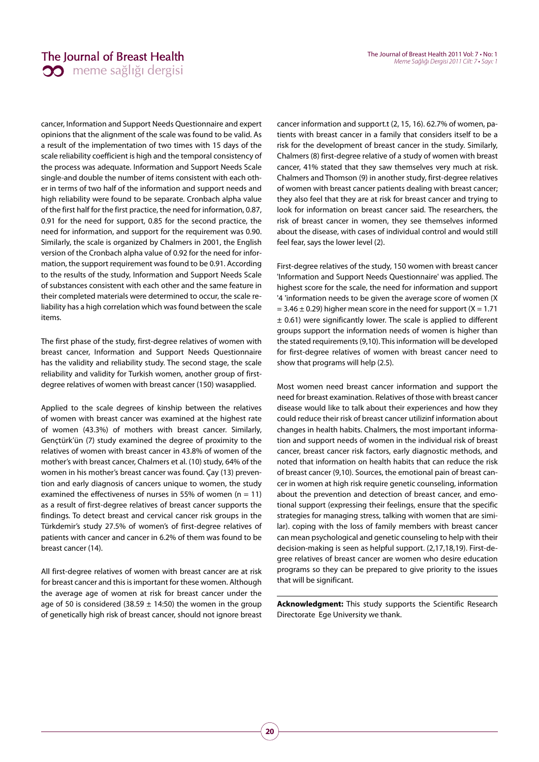cancer, Information and Support Needs Questionnaire and expert opinions that the alignment of the scale was found to be valid. As a result of the implementation of two times with 15 days of the scale reliability coefficient is high and the temporal consistency of the process was adequate. Information and Support Needs Scale single-and double the number of items consistent with each other in terms of two half of the information and support needs and high reliability were found to be separate. Cronbach alpha value of the first half for the first practice, the need for information, 0.87, 0.91 for the need for support, 0.85 for the second practice, the need for information, and support for the requirement was 0.90. Similarly, the scale is organized by Chalmers in 2001, the English version of the Cronbach alpha value of 0.92 for the need for information, the support requirement was found to be 0.91. According to the results of the study, Information and Support Needs Scale of substances consistent with each other and the same feature in their completed materials were determined to occur, the scale reliability has a high correlation which was found between the scale items.

The first phase of the study, first-degree relatives of women with breast cancer, Information and Support Needs Questionnaire has the validity and reliability study. The second stage, the scale reliability and validity for Turkish women, another group of first-degree relatives of women with breast cancer (150) wasapplied.

Applied to the scale degrees of kinship between the relatives of women with breast cancer was examined at the highest rate of women (43.3%) of mothers with breast cancer. Similarly, Gençtürk'ün (7) study examined the degree of proximity to the relatives of women with breast cancer in 43.8% of women of the mother's with breast cancer, Chalmers et al. (10) study, 64% of the women in his mother's breast cancer was found. Çay (13) prevention and early diagnosis of cancers unique to women, the study examined the effectiveness of nurses in 55% of women ($n = 11$) as a result of first-degree relatives of breast cancer supports the findings. To detect breast and cervical cancer risk groups in the Türkdemir's study 27.5% of women's of first-degree relatives of patients with cancer and cancer in 6.2% of them was found to be breast cancer (14).

All first-degree relatives of women with breast cancer are at risk for breast cancer and this is important for these women. Although the average age of women at risk for breast cancer under the age of 50 is considered ($38.59 \pm 14{:}50$) the women in the group of genetically high risk of breast cancer, should not ignore breast cancer information and support.t (2, 15, 16). 62.7% of women, patients with breast cancer in a family that considers itself to be a risk for the development of breast cancer in the study. Similarly, Chalmers (8) first-degree relative of a study of women with breast cancer, 41% stated that they saw themselves very much at risk. Chalmers and Thomson (9) in another study, first-degree relatives of women with breast cancer patients dealing with breast cancer; they also feel that they are at risk for breast cancer and trying to look for information on breast cancer said. The researchers, the risk of breast cancer in women, they see themselves informed about the disease, with cases of individual control and would still feel fear, says the lower level (2).

First-degree relatives of the study, 150 women with breast cancer 'Information and Support Needs Questionnaire' was applied. The highest score for the scale, the need for information and support '4 'information needs to be given the average score of women ($X = 3.46 \pm 0.29$) higher mean score in the need for support ($X = 1.71 \pm 0.61$) were significantly lower. The scale is applied to different groups support the information needs of women is higher than the stated requirements (9,10). This information will be developed for first-degree relatives of women with breast cancer need to show that programs will help (2.5).

Most women need breast cancer information and support the need for breast examination. Relatives of those with breast cancer disease would like to talk about their experiences and how they could reduce their risk of breast cancer utilizinf information about changes in health habits. Chalmers, the most important information and support needs of women in the individual risk of breast cancer, breast cancer risk factors, early diagnostic methods, and noted that information on health habits that can reduce the risk of breast cancer (9,10). Sources, the emotional pain of breast cancer in women at high risk require genetic counseling, information about the prevention and detection of breast cancer, and emotional support (expressing their feelings, ensure that the specific strategies for managing stress, talking with women that are similar). coping with the loss of family members with breast cancer can mean psychological and genetic counseling to help with their decision-making is seen as helpful support. (2,17,18,19). First-degree relatives of breast cancer are women who desire education programs so they can be prepared to give priority to the issues that will be significant.

**Acknowledgment:** This study supports the Scientific Research Directorate Ege University we thank.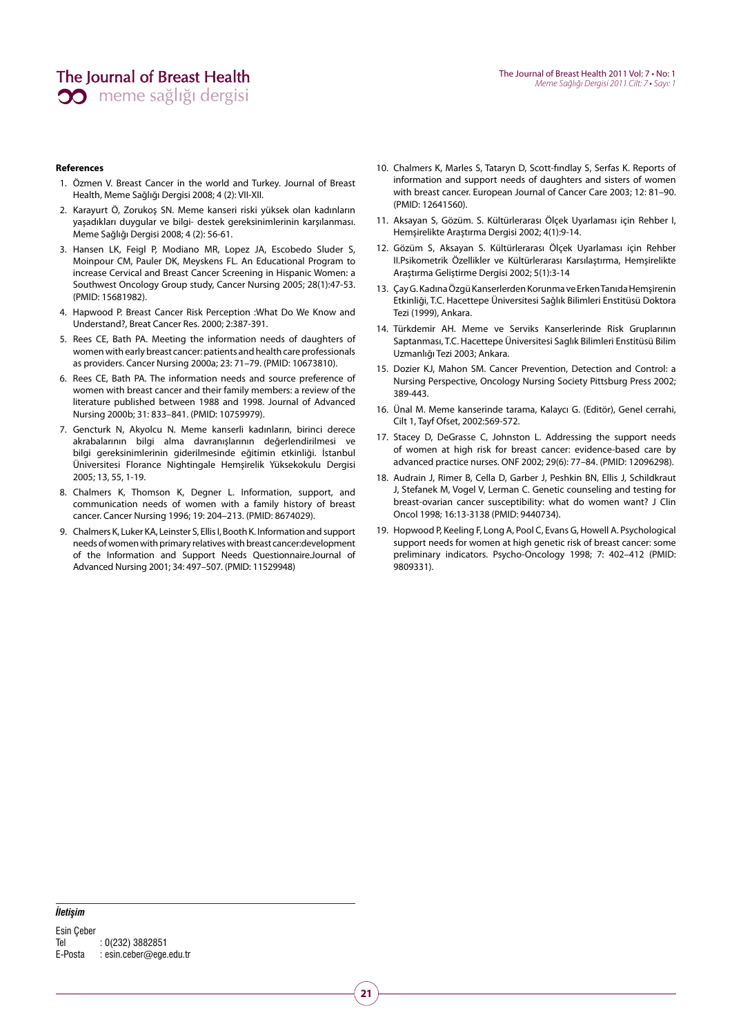**References**

1. Özmen V. Breast Cancer in the world and Turkey. Journal of Breast Health, Meme Sağlığı Dergisi 2008; 4 (2): VII-XII.
2. Karayurt Ö, Zorukoş SN. Meme kanseri riski yüksek olan kadınların yaşadıkları duygular ve bilgi- destek gereksinimlerinin karşılanması. Meme Sağlığı Dergisi 2008; 4 (2): 56-61.
3. Hansen LK, Feigl P, Modiano MR, Lopez JA, Escobedo Sluder S, Moinpour CM, Pauler DK, Meyskens FL. An Educational Program to increase Cervical and Breast Cancer Screening in Hispanic Women: a Southwest Oncology Group study, Cancer Nursing 2005; 28(1):47-53. (PMID: 15681982).
4. Hapwood P. Breast Cancer Risk Perception :What Do We Know and Understand?, Breat Cancer Res. 2000; 2:387-391.
5. Rees CE, Bath PA. Meeting the information needs of daughters of women with early breast cancer: patients and health care professionals as providers. Cancer Nursing 2000a; 23: 71–79. (PMID: 10673810).
6. Rees CE, Bath PA. The information needs and source preference of women with breast cancer and their family members: a review of the literature published between 1988 and 1998. Journal of Advanced Nursing 2000b; 31: 833–841. (PMID: 10759979).
7. Gencturk N, Akyolcu N. Meme kanserli kadınların, birinci derece akrabalarının bilgi alma davranışlarının değerlendirilmesi ve bilgi gereksinimlerinin giderilmesinde eğitimin etkinliği. İstanbul Üniversitesi Florance Nightingale Hemşirelik Yüksekokulu Dergisi 2005; 13, 55, 1-19.
8. Chalmers K, Thomson K, Degner L. Information, support, and communication needs of women with a family history of breast cancer. Cancer Nursing 1996; 19: 204–213. (PMID: 8674029).
9. Chalmers K, Luker KA, Leinster S, Ellis I, Booth K. Information and support needs of women with primary relatives with breast cancer:development of the Information and Support Needs Questionnaire.Journal of Advanced Nursing 2001; 34: 497–507. (PMID: 11529948)
10. Chalmers K, Marles S, Tataryn D, Scott-fındlay S, Serfas K. Reports of information and support needs of daughters and sisters of women with breast cancer. European Journal of Cancer Care 2003; 12: 81–90. (PMID: 12641560).
11. Aksayan S, Gözüm. S. Kültürlerarası Ölçek Uyarlaması için Rehber I, Hemşirelikte Araştırma Dergisi 2002; 4(1):9-14.
12. Gözüm S, Aksayan S. Kültürlerarası Ölçek Uyarlaması için Rehber II.Psikometrik Özellikler ve Kültürlerarası Karsılaştırma, Hemşirelikte Araştırma Geliştirme Dergisi 2002; 5(1):3-14
13. Çay G. Kadına Özgü Kanserlerden Korunma ve Erken Tanıda Hemşirenin Etkinliği, T.C. Hacettepe Üniversitesi Sağlık Bilimleri Enstitüsü Doktora Tezi (1999), Ankara.
14. Türkdemir AH. Meme ve Serviks Kanserlerinde Risk Gruplarının Saptanması, T.C. Hacettepe Üniversitesi Saglık Bilimleri Enstitüsü Bilim Uzmanlığı Tezi 2003; Ankara.
15. Dozier KJ, Mahon SM. Cancer Prevention, Detection and Control: a Nursing Perspective, Oncology Nursing Society Pittsburg Press 2002; 389-443.
16. Ünal M. Meme kanserinde tarama, Kalaycı G. (Editör), Genel cerrahi, Cilt 1, Tayf Ofset, 2002:569-572.
17. Stacey D, DeGrasse C, Johnston L. Addressing the support needs of women at high risk for breast cancer: evidence-based care by advanced practice nurses. ONF 2002; 29(6): 77–84. (PMID: 12096298).
18. Audrain J, Rimer B, Cella D, Garber J, Peshkin BN, Ellis J, Schildkraut J, Stefanek M, Vogel V, Lerman C. Genetic counseling and testing for breast-ovarian cancer susceptibility: what do women want? J Clin Oncol 1998; 16:13-3138 (PMID: 9440734).
19. Hopwood P, Keeling F, Long A, Pool C, Evans G, Howell A. Psychological support needs for women at high genetic risk of breast cancer: some preliminary indicators. Psycho-Oncology 1998; 7: 402–412 (PMID: 9809331).

***İletişim***

Esin Çeber
Tel : 0(232) 3882851
E-Posta : esin.ceber@ege.edu.tr